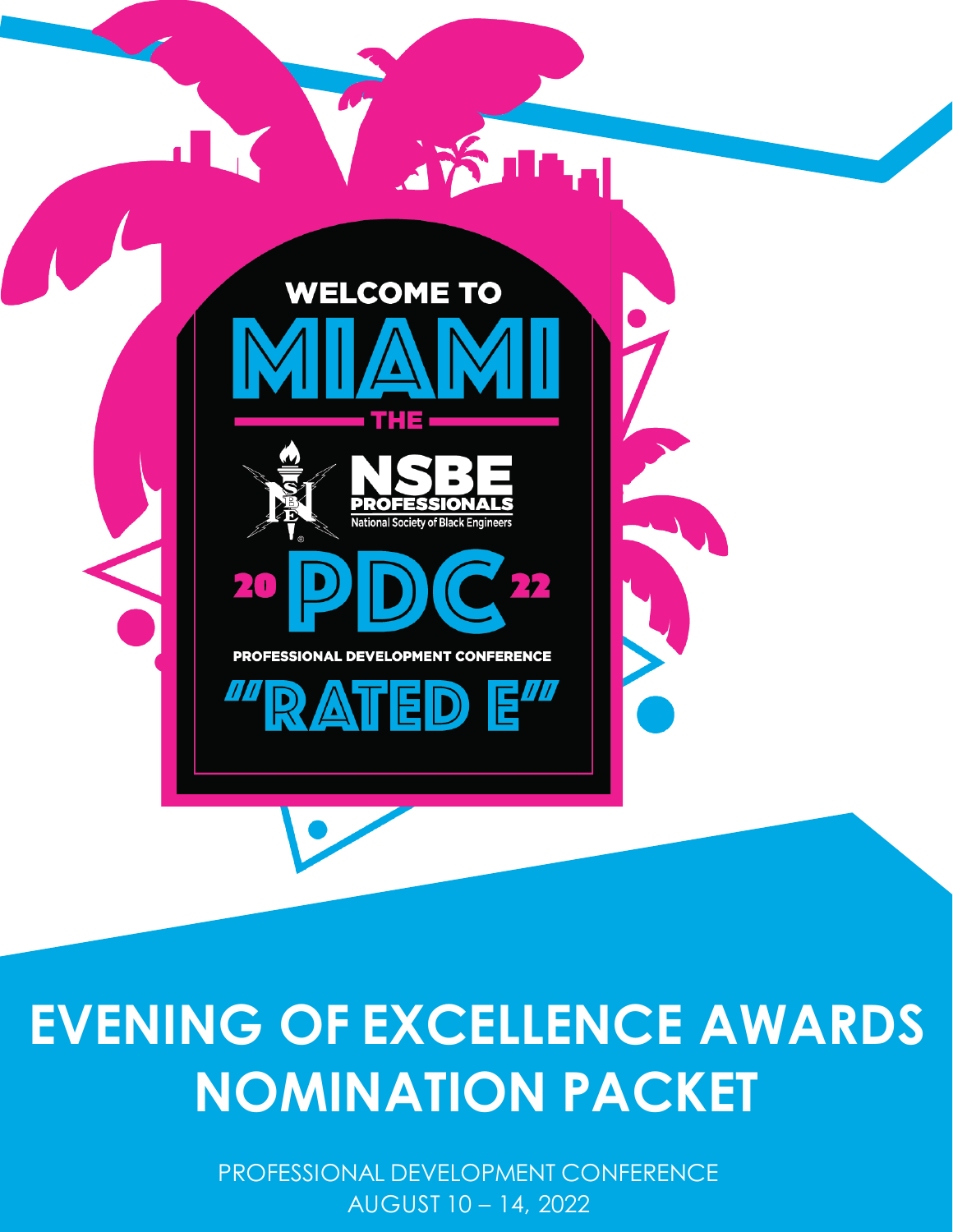WELCOME TO

# MIAMI

THE

NSBE PROFESSIONALS

National Society of Black Engineers

20 PDC 22

PROFESSIONAL DEVELOPMENT CONFERENCE

"RATED E"

# EVENING OF EXCELLENCE AWARDS NOMINATION PACKET

PROFESSIONAL DEVELOPMENT CONFERENCE

AUGUST 10 – 14, 2022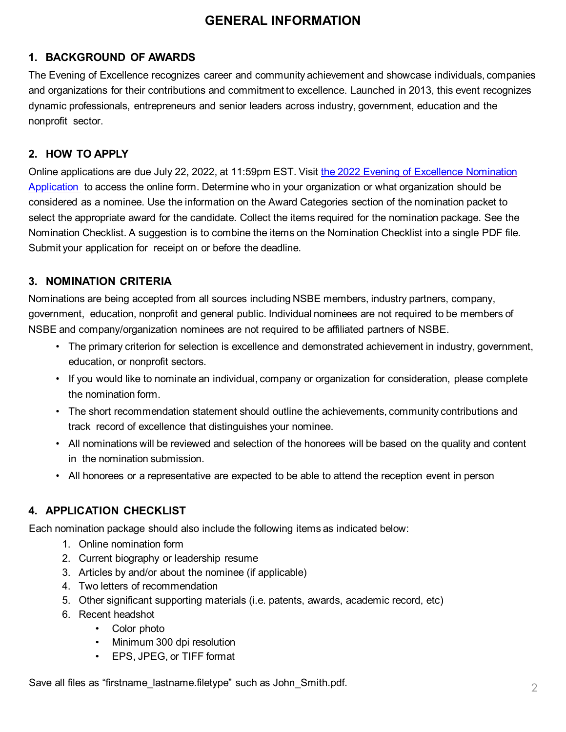# GENERAL INFORMATION

## 1. BACKGROUND OF AWARDS

The Evening of Excellence recognizes career and community achievement and showcase individuals, companies and organizations for their contributions and commitment to excellence. Launched in 2013, this event recognizes dynamic professionals, entrepreneurs and senior leaders across industry, government, education and the nonprofit sector.

## 2. HOW TO APPLY

Online applications are due July 22, 2022, at 11:59pm EST. Visit [the 2022 Evening of Excellence Nomination Application](#) to access the online form. Determine who in your organization or what organization should be considered as a nominee. Use the information on the Award Categories section of the nomination packet to select the appropriate award for the candidate. Collect the items required for the nomination package. See the Nomination Checklist. A suggestion is to combine the items on the Nomination Checklist into a single PDF file. Submit your application for receipt on or before the deadline.

## 3. NOMINATION CRITERIA

Nominations are being accepted from all sources including NSBE members, industry partners, company, government, education, nonprofit and general public. Individual nominees are not required to be members of NSBE and company/organization nominees are not required to be affiliated partners of NSBE.

- The primary criterion for selection is excellence and demonstrated achievement in industry, government, education, or nonprofit sectors.
- If you would like to nominate an individual, company or organization for consideration, please complete the nomination form.
- The short recommendation statement should outline the achievements, community contributions and track record of excellence that distinguishes your nominee.
- All nominations will be reviewed and selection of the honorees will be based on the quality and content in the nomination submission.
- All honorees or a representative are expected to be able to attend the reception event in person

## 4. APPLICATION CHECKLIST

Each nomination package should also include the following items as indicated below:

1. Online nomination form
2. Current biography or leadership resume
3. Articles by and/or about the nominee (if applicable)
4. Two letters of recommendation
5. Other significant supporting materials (i.e. patents, awards, academic record, etc)
6. Recent headshot
   - Color photo
   - Minimum 300 dpi resolution
   - EPS, JPEG, or TIFF format

Save all files as "firstname_lastname.filetype" such as John_Smith.pdf.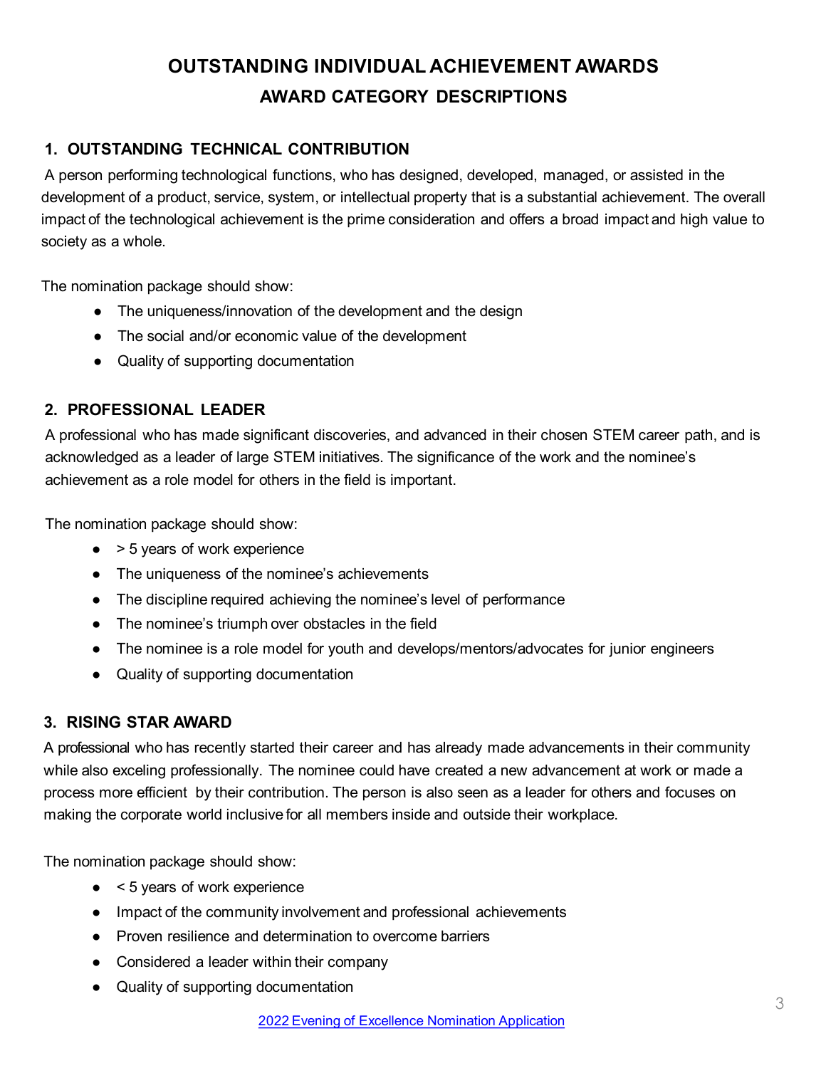# OUTSTANDING INDIVIDUAL ACHIEVEMENT AWARDS

## AWARD CATEGORY DESCRIPTIONS

### 1. OUTSTANDING TECHNICAL CONTRIBUTION

A person performing technological functions, who has designed, developed, managed, or assisted in the development of a product, service, system, or intellectual property that is a substantial achievement. The overall impact of the technological achievement is the prime consideration and offers a broad impact and high value to society as a whole.

The nomination package should show:

- The uniqueness/innovation of the development and the design
- The social and/or economic value of the development
- Quality of supporting documentation

### 2. PROFESSIONAL LEADER

A professional who has made significant discoveries, and advanced in their chosen STEM career path, and is acknowledged as a leader of large STEM initiatives. The significance of the work and the nominee's achievement as a role model for others in the field is important.

The nomination package should show:

- > 5 years of work experience
- The uniqueness of the nominee's achievements
- The discipline required achieving the nominee's level of performance
- The nominee's triumph over obstacles in the field
- The nominee is a role model for youth and develops/mentors/advocates for junior engineers
- Quality of supporting documentation

### 3. RISING STAR AWARD

A professional who has recently started their career and has already made advancements in their community while also exceling professionally. The nominee could have created a new advancement at work or made a process more efficient by their contribution. The person is also seen as a leader for others and focuses on making the corporate world inclusive for all members inside and outside their workplace.

The nomination package should show:

- < 5 years of work experience
- Impact of the community involvement and professional achievements
- Proven resilience and determination to overcome barriers
- Considered a leader within their company
- Quality of supporting documentation

2022 Evening of Excellence Nomination Application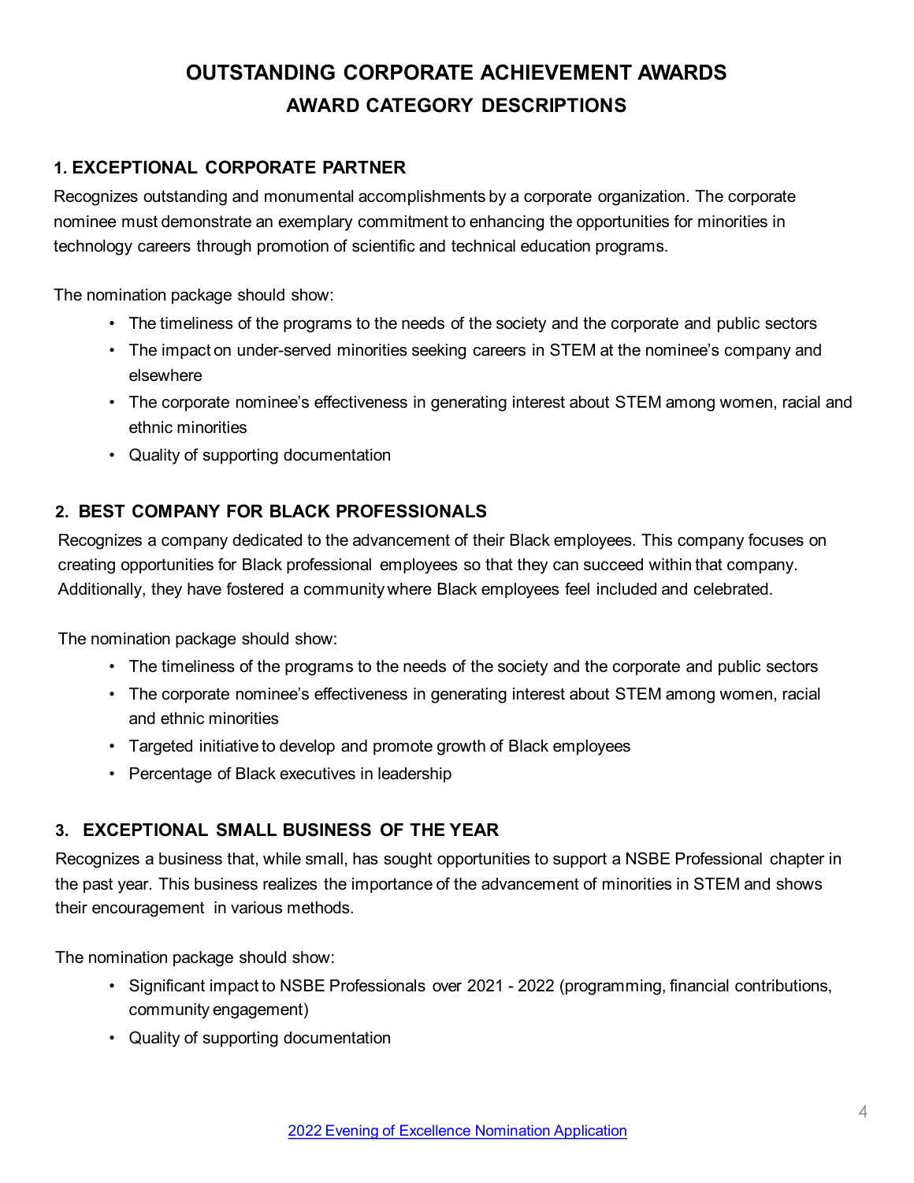# OUTSTANDING CORPORATE ACHIEVEMENT AWARDS
## AWARD CATEGORY DESCRIPTIONS

### 1. EXCEPTIONAL CORPORATE PARTNER

Recognizes outstanding and monumental accomplishments by a corporate organization. The corporate nominee must demonstrate an exemplary commitment to enhancing the opportunities for minorities in technology careers through promotion of scientific and technical education programs.

The nomination package should show:

- The timeliness of the programs to the needs of the society and the corporate and public sectors
- The impact on under-served minorities seeking careers in STEM at the nominee's company and elsewhere
- The corporate nominee's effectiveness in generating interest about STEM among women, racial and ethnic minorities
- Quality of supporting documentation

### 2. BEST COMPANY FOR BLACK PROFESSIONALS

Recognizes a company dedicated to the advancement of their Black employees. This company focuses on creating opportunities for Black professional employees so that they can succeed within that company. Additionally, they have fostered a community where Black employees feel included and celebrated.

The nomination package should show:

- The timeliness of the programs to the needs of the society and the corporate and public sectors
- The corporate nominee's effectiveness in generating interest about STEM among women, racial and ethnic minorities
- Targeted initiative to develop and promote growth of Black employees
- Percentage of Black executives in leadership

### 3. EXCEPTIONAL SMALL BUSINESS OF THE YEAR

Recognizes a business that, while small, has sought opportunities to support a NSBE Professional chapter in the past year. This business realizes the importance of the advancement of minorities in STEM and shows their encouragement in various methods.

The nomination package should show:

- Significant impact to NSBE Professionals over 2021 - 2022 (programming, financial contributions, community engagement)
- Quality of supporting documentation

[2022 Evening of Excellence Nomination Application]